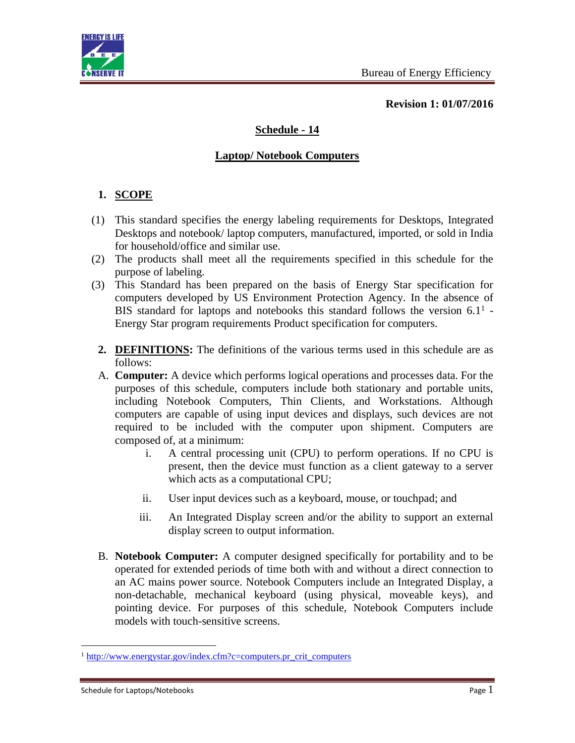**Revision 1: 01/07/2016**

# Schedule - 14

## Laptop/ Notebook Computers

### 1. SCOPE

(1) This standard specifies the energy labeling requirements for Desktops, Integrated Desktops and notebook/ laptop computers, manufactured, imported, or sold in India for household/office and similar use.

(2) The products shall meet all the requirements specified in this schedule for the purpose of labeling.

(3) This Standard has been prepared on the basis of Energy Star specification for computers developed by US Environment Protection Agency. In the absence of BIS standard for laptops and notebooks this standard follows the version 6.1[1] - Energy Star program requirements Product specification for computers.

### 2. DEFINITIONS: 

The definitions of the various terms used in this schedule are as follows:

A. **Computer:** A device which performs logical operations and processes data. For the purposes of this schedule, computers include both stationary and portable units, including Notebook Computers, Thin Clients, and Workstations. Although computers are capable of using input devices and displays, such devices are not required to be included with the computer upon shipment. Computers are composed of, at a minimum:

   i. A central processing unit (CPU) to perform operations. If no CPU is present, then the device must function as a client gateway to a server which acts as a computational CPU;

   ii. User input devices such as a keyboard, mouse, or touchpad; and

   iii. An Integrated Display screen and/or the ability to support an external display screen to output information.

B. **Notebook Computer:** A computer designed specifically for portability and to be operated for extended periods of time both with and without a direct connection to an AC mains power source. Notebook Computers include an Integrated Display, a non-detachable, mechanical keyboard (using physical, moveable keys), and pointing device. For purposes of this schedule, Notebook Computers include models with touch-sensitive screens.

---

[1] http://www.energystar.gov/index.cfm?c=computers.pr_crit_computers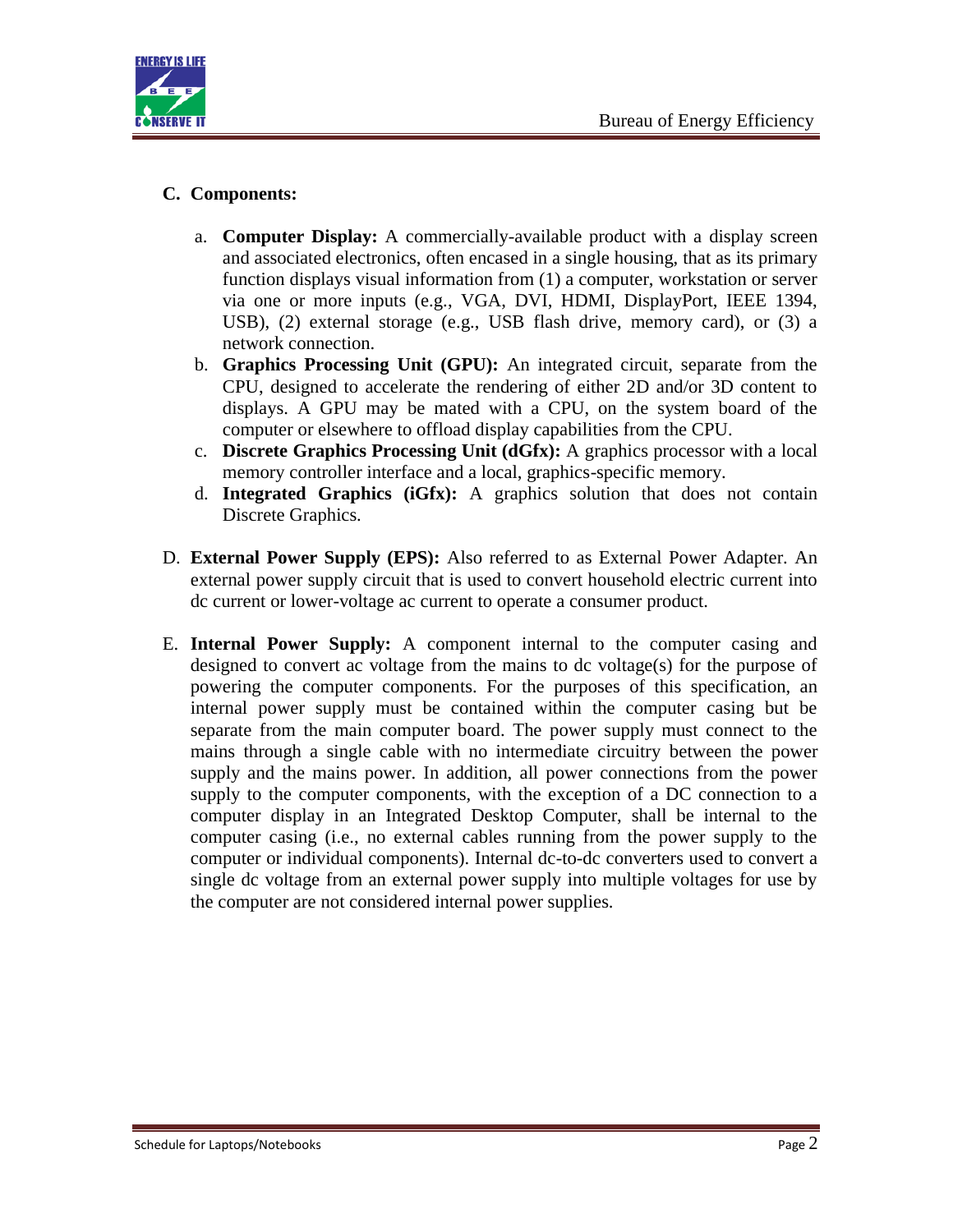**C. Components:**

a. **Computer Display:** A commercially-available product with a display screen and associated electronics, often encased in a single housing, that as its primary function displays visual information from (1) a computer, workstation or server via one or more inputs (e.g., VGA, DVI, HDMI, DisplayPort, IEEE 1394, USB), (2) external storage (e.g., USB flash drive, memory card), or (3) a network connection.

b. **Graphics Processing Unit (GPU):** An integrated circuit, separate from the CPU, designed to accelerate the rendering of either 2D and/or 3D content to displays. A GPU may be mated with a CPU, on the system board of the computer or elsewhere to offload display capabilities from the CPU.

c. **Discrete Graphics Processing Unit (dGfx):** A graphics processor with a local memory controller interface and a local, graphics-specific memory.

d. **Integrated Graphics (iGfx):** A graphics solution that does not contain Discrete Graphics.

D. **External Power Supply (EPS):** Also referred to as External Power Adapter. An external power supply circuit that is used to convert household electric current into dc current or lower-voltage ac current to operate a consumer product.

E. **Internal Power Supply:** A component internal to the computer casing and designed to convert ac voltage from the mains to dc voltage(s) for the purpose of powering the computer components. For the purposes of this specification, an internal power supply must be contained within the computer casing but be separate from the main computer board. The power supply must connect to the mains through a single cable with no intermediate circuitry between the power supply and the mains power. In addition, all power connections from the power supply to the computer components, with the exception of a DC connection to a computer display in an Integrated Desktop Computer, shall be internal to the computer casing (i.e., no external cables running from the power supply to the computer or individual components). Internal dc-to-dc converters used to convert a single dc voltage from an external power supply into multiple voltages for use by the computer are not considered internal power supplies.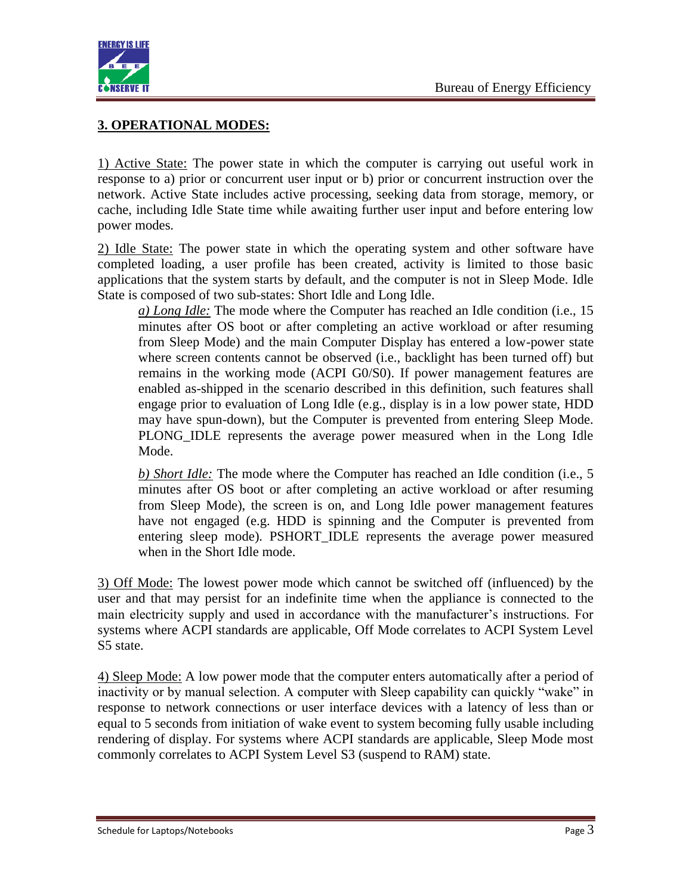## 3. OPERATIONAL MODES:

1) Active State: The power state in which the computer is carrying out useful work in response to a) prior or concurrent user input or b) prior or concurrent instruction over the network. Active State includes active processing, seeking data from storage, memory, or cache, including Idle State time while awaiting further user input and before entering low power modes.

2) Idle State: The power state in which the operating system and other software have completed loading, a user profile has been created, activity is limited to those basic applications that the system starts by default, and the computer is not in Sleep Mode. Idle State is composed of two sub-states: Short Idle and Long Idle.

> *a) Long Idle:* The mode where the Computer has reached an Idle condition (i.e., 15 minutes after OS boot or after completing an active workload or after resuming from Sleep Mode) and the main Computer Display has entered a low-power state where screen contents cannot be observed (i.e., backlight has been turned off) but remains in the working mode (ACPI G0/S0). If power management features are enabled as-shipped in the scenario described in this definition, such features shall engage prior to evaluation of Long Idle (e.g., display is in a low power state, HDD may have spun-down), but the Computer is prevented from entering Sleep Mode. PLONG_IDLE represents the average power measured when in the Long Idle Mode.
>
> *b) Short Idle:* The mode where the Computer has reached an Idle condition (i.e., 5 minutes after OS boot or after completing an active workload or after resuming from Sleep Mode), the screen is on, and Long Idle power management features have not engaged (e.g. HDD is spinning and the Computer is prevented from entering sleep mode). PSHORT_IDLE represents the average power measured when in the Short Idle mode.

3) Off Mode: The lowest power mode which cannot be switched off (influenced) by the user and that may persist for an indefinite time when the appliance is connected to the main electricity supply and used in accordance with the manufacturer's instructions. For systems where ACPI standards are applicable, Off Mode correlates to ACPI System Level S5 state.

4) Sleep Mode: A low power mode that the computer enters automatically after a period of inactivity or by manual selection. A computer with Sleep capability can quickly "wake" in response to network connections or user interface devices with a latency of less than or equal to 5 seconds from initiation of wake event to system becoming fully usable including rendering of display. For systems where ACPI standards are applicable, Sleep Mode most commonly correlates to ACPI System Level S3 (suspend to RAM) state.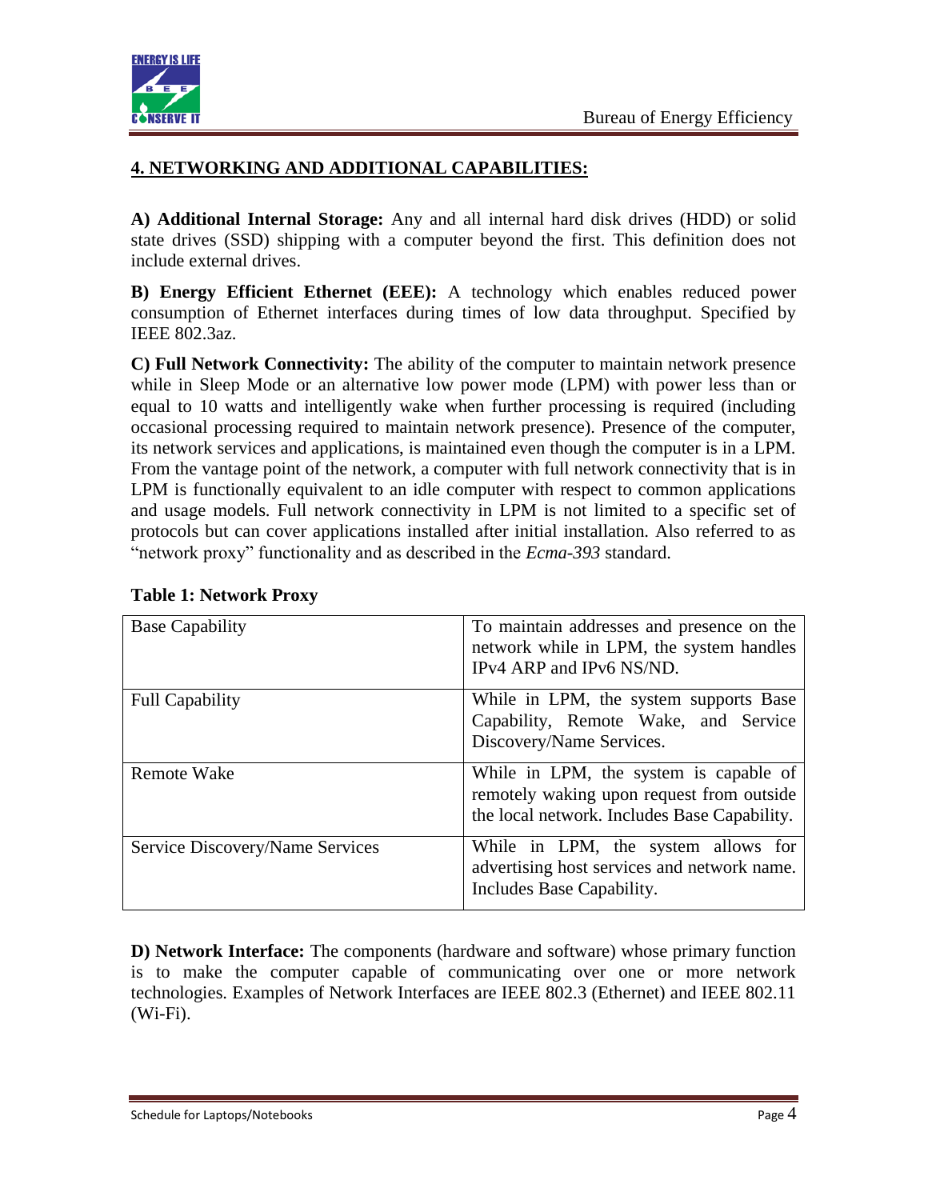## 4. NETWORKING AND ADDITIONAL CAPABILITIES:

**A) Additional Internal Storage:** Any and all internal hard disk drives (HDD) or solid state drives (SSD) shipping with a computer beyond the first. This definition does not include external drives.

**B) Energy Efficient Ethernet (EEE):** A technology which enables reduced power consumption of Ethernet interfaces during times of low data throughput. Specified by IEEE 802.3az.

**C) Full Network Connectivity:** The ability of the computer to maintain network presence while in Sleep Mode or an alternative low power mode (LPM) with power less than or equal to 10 watts and intelligently wake when further processing is required (including occasional processing required to maintain network presence). Presence of the computer, its network services and applications, is maintained even though the computer is in a LPM. From the vantage point of the network, a computer with full network connectivity that is in LPM is functionally equivalent to an idle computer with respect to common applications and usage models. Full network connectivity in LPM is not limited to a specific set of protocols but can cover applications installed after initial installation. Also referred to as "network proxy" functionality and as described in the *Ecma-393* standard.

**Table 1: Network Proxy**

| | |
|---|---|
| Base Capability | To maintain addresses and presence on the network while in LPM, the system handles IPv4 ARP and IPv6 NS/ND. |
| Full Capability | While in LPM, the system supports Base Capability, Remote Wake, and Service Discovery/Name Services. |
| Remote Wake | While in LPM, the system is capable of remotely waking upon request from outside the local network. Includes Base Capability. |
| Service Discovery/Name Services | While in LPM, the system allows for advertising host services and network name. Includes Base Capability. |

**D) Network Interface:** The components (hardware and software) whose primary function is to make the computer capable of communicating over one or more network technologies. Examples of Network Interfaces are IEEE 802.3 (Ethernet) and IEEE 802.11 (Wi-Fi).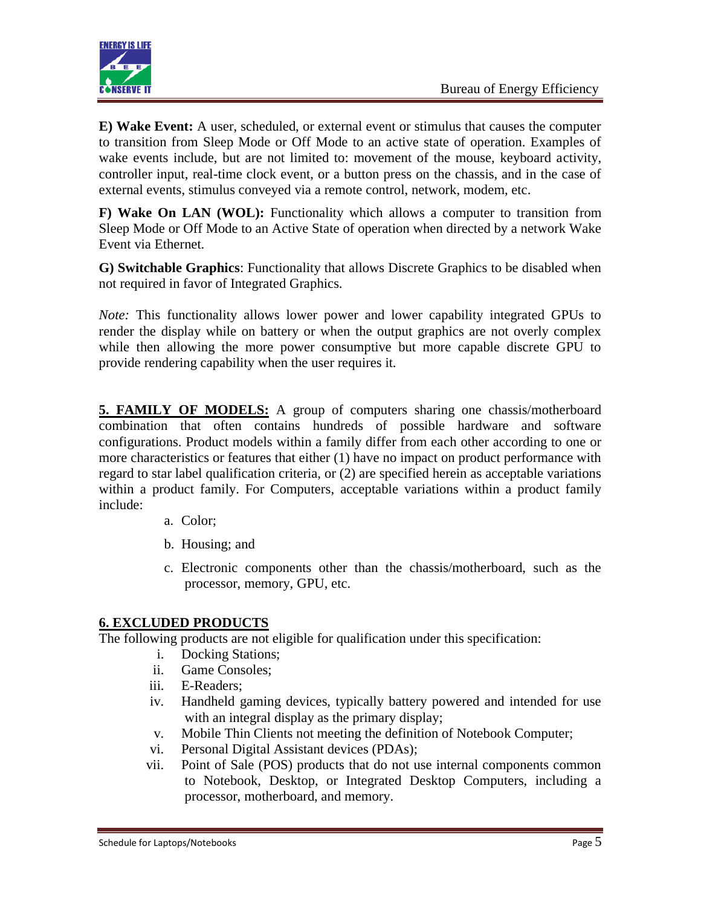**E) Wake Event:** A user, scheduled, or external event or stimulus that causes the computer to transition from Sleep Mode or Off Mode to an active state of operation. Examples of wake events include, but are not limited to: movement of the mouse, keyboard activity, controller input, real-time clock event, or a button press on the chassis, and in the case of external events, stimulus conveyed via a remote control, network, modem, etc.

**F) Wake On LAN (WOL):** Functionality which allows a computer to transition from Sleep Mode or Off Mode to an Active State of operation when directed by a network Wake Event via Ethernet.

**G) Switchable Graphics**: Functionality that allows Discrete Graphics to be disabled when not required in favor of Integrated Graphics.

*Note:* This functionality allows lower power and lower capability integrated GPUs to render the display while on battery or when the output graphics are not overly complex while then allowing the more power consumptive but more capable discrete GPU to provide rendering capability when the user requires it.

**5. FAMILY OF MODELS:** A group of computers sharing one chassis/motherboard combination that often contains hundreds of possible hardware and software configurations. Product models within a family differ from each other according to one or more characteristics or features that either (1) have no impact on product performance with regard to star label qualification criteria, or (2) are specified herein as acceptable variations within a product family. For Computers, acceptable variations within a product family include:

a. Color;

b. Housing; and

c. Electronic components other than the chassis/motherboard, such as the processor, memory, GPU, etc.

## 6. EXCLUDED PRODUCTS

The following products are not eligible for qualification under this specification:

i. Docking Stations;
ii. Game Consoles;
iii. E-Readers;
iv. Handheld gaming devices, typically battery powered and intended for use with an integral display as the primary display;
v. Mobile Thin Clients not meeting the definition of Notebook Computer;
vi. Personal Digital Assistant devices (PDAs);
vii. Point of Sale (POS) products that do not use internal components common to Notebook, Desktop, or Integrated Desktop Computers, including a processor, motherboard, and memory.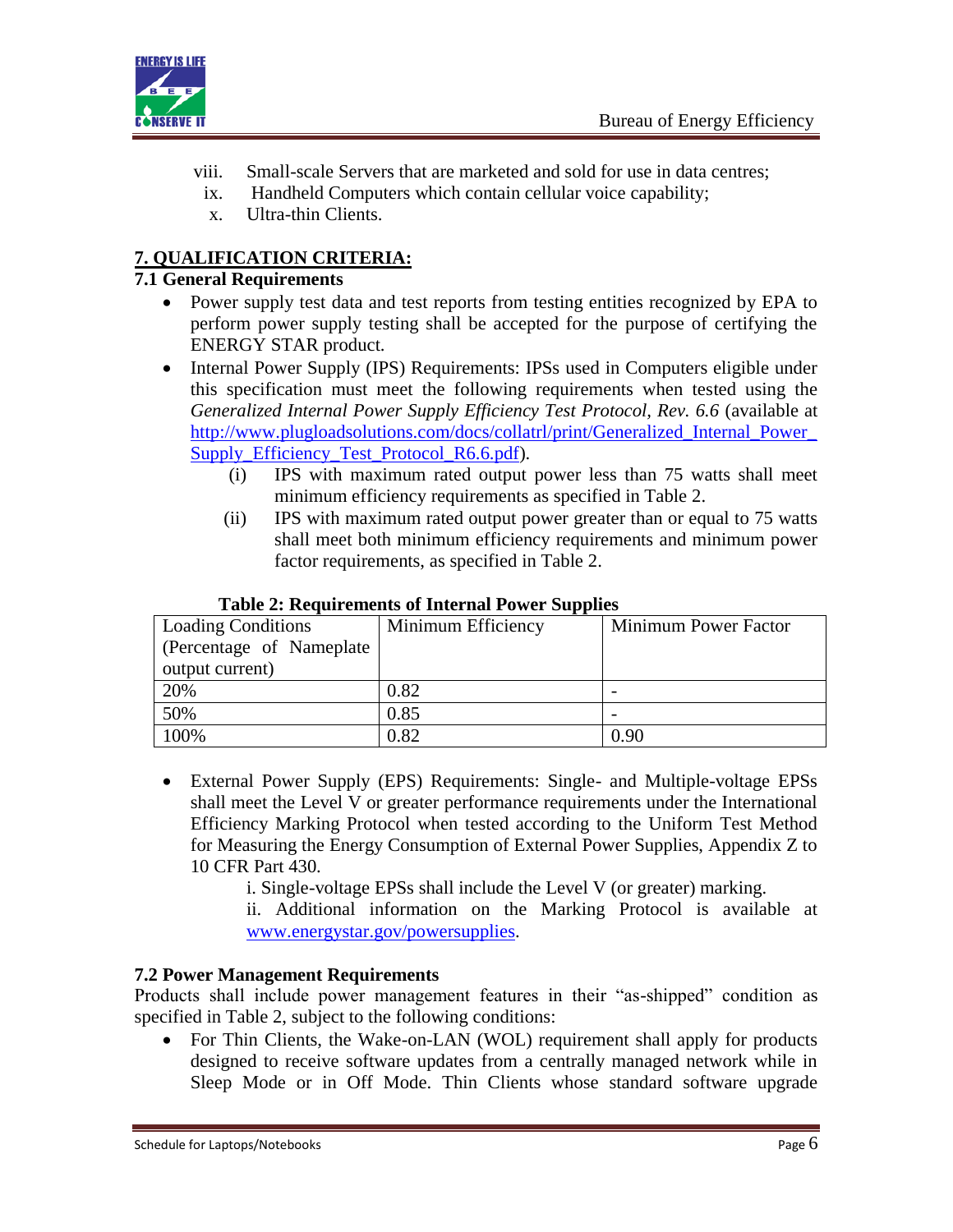viii. Small-scale Servers that are marketed and sold for use in data centres;

ix. Handheld Computers which contain cellular voice capability;

x. Ultra-thin Clients.

## 7. QUALIFICATION CRITERIA:

### 7.1 General Requirements

- Power supply test data and test reports from testing entities recognized by EPA to perform power supply testing shall be accepted for the purpose of certifying the ENERGY STAR product.
- Internal Power Supply (IPS) Requirements: IPSs used in Computers eligible under this specification must meet the following requirements when tested using the *Generalized Internal Power Supply Efficiency Test Protocol, Rev. 6.6* (available at http://www.plugloadsolutions.com/docs/collatrl/print/Generalized_Internal_Power_Supply_Efficiency_Test_Protocol_R6.6.pdf).
  - (i) IPS with maximum rated output power less than 75 watts shall meet minimum efficiency requirements as specified in Table 2.
  - (ii) IPS with maximum rated output power greater than or equal to 75 watts shall meet both minimum efficiency requirements and minimum power factor requirements, as specified in Table 2.

**Table 2: Requirements of Internal Power Supplies**

| Loading Conditions (Percentage of Nameplate output current) | Minimum Efficiency | Minimum Power Factor |
|---|---|---|
| 20% | 0.82 | - |
| 50% | 0.85 | - |
| 100% | 0.82 | 0.90 |

- External Power Supply (EPS) Requirements: Single- and Multiple-voltage EPSs shall meet the Level V or greater performance requirements under the International Efficiency Marking Protocol when tested according to the Uniform Test Method for Measuring the Energy Consumption of External Power Supplies, Appendix Z to 10 CFR Part 430.

  i. Single-voltage EPSs shall include the Level V (or greater) marking.

  ii. Additional information on the Marking Protocol is available at www.energystar.gov/powersupplies.

### 7.2 Power Management Requirements

Products shall include power management features in their "as-shipped" condition as specified in Table 2, subject to the following conditions:

- For Thin Clients, the Wake-on-LAN (WOL) requirement shall apply for products designed to receive software updates from a centrally managed network while in Sleep Mode or in Off Mode. Thin Clients whose standard software upgrade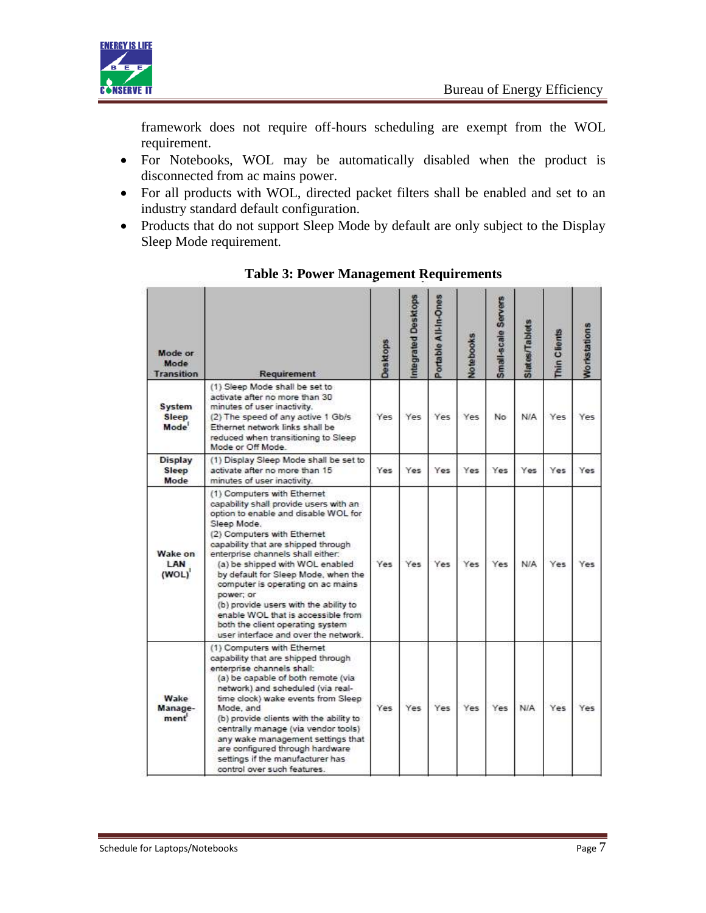framework does not require off-hours scheduling are exempt from the WOL requirement.

- For Notebooks, WOL may be automatically disabled when the product is disconnected from ac mains power.
- For all products with WOL, directed packet filters shall be enabled and set to an industry standard default configuration.
- Products that do not support Sleep Mode by default are only subject to the Display Sleep Mode requirement.

**Table 3: Power Management Requirements**

| Mode or Mode Transition | Requirement | Desktops | Integrated Desktops | Portable All-In-Ones | Notebooks | Small-scale Servers | Slates/Tablets | Thin Clients | Workstations |
|---|---|---|---|---|---|---|---|---|---|
| System Sleep Mode[i] | (1) Sleep Mode shall be set to activate after no more than 30 minutes of user inactivity.<br>(2) The speed of any active 1 Gb/s Ethernet network links shall be reduced when transitioning to Sleep Mode or Off Mode. | Yes | Yes | Yes | Yes | No | N/A | Yes | Yes |
| Display Sleep Mode | (1) Display Sleep Mode shall be set to activate after no more than 15 minutes of user inactivity. | Yes | Yes | Yes | Yes | Yes | Yes | Yes | Yes |
| Wake on LAN (WOL)[i] | (1) Computers with Ethernet capability shall provide users with an option to enable and disable WOL for Sleep Mode.<br>(2) Computers with Ethernet capability that are shipped through enterprise channels shall either:<br>(a) be shipped with WOL enabled by default for Sleep Mode, when the computer is operating on ac mains power; or<br>(b) provide users with the ability to enable WOL that is accessible from both the client operating system user interface and over the network. | Yes | Yes | Yes | Yes | Yes | N/A | Yes | Yes |
| Wake Manage-ment[i] | (1) Computers with Ethernet capability that are shipped through enterprise channels shall:<br>(a) be capable of both remote (via network) and scheduled (via real-time clock) wake events from Sleep Mode, and<br>(b) provide clients with the ability to centrally manage (via vendor tools) any wake management settings that are configured through hardware settings if the manufacturer has control over such features. | Yes | Yes | Yes | Yes | Yes | N/A | Yes | Yes |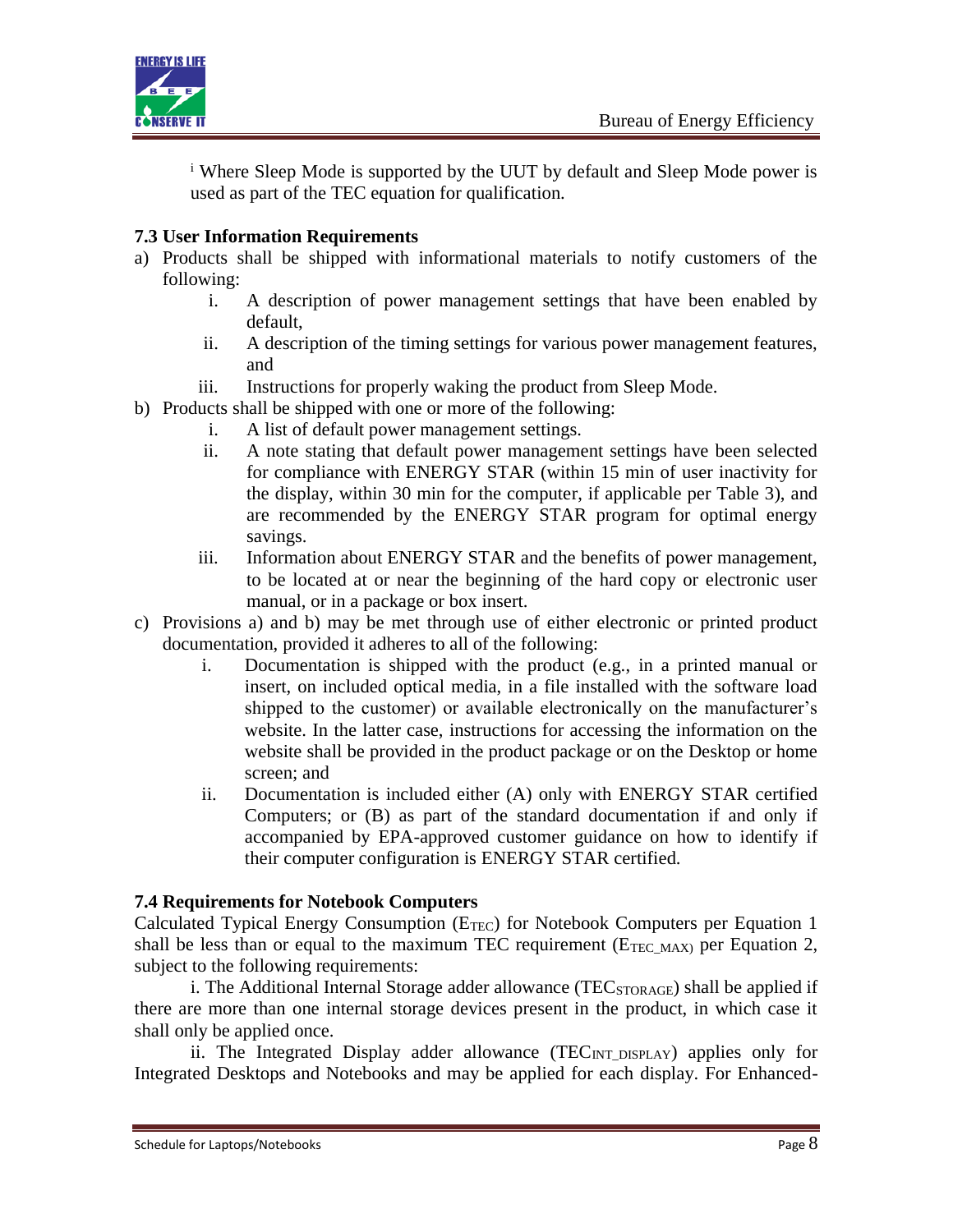[i] Where Sleep Mode is supported by the UUT by default and Sleep Mode power is used as part of the TEC equation for qualification.

### 7.3 User Information Requirements

a) Products shall be shipped with informational materials to notify customers of the following:
   i. A description of power management settings that have been enabled by default,
   ii. A description of the timing settings for various power management features, and
   iii. Instructions for properly waking the product from Sleep Mode.

b) Products shall be shipped with one or more of the following:
   i. A list of default power management settings.
   ii. A note stating that default power management settings have been selected for compliance with ENERGY STAR (within 15 min of user inactivity for the display, within 30 min for the computer, if applicable per Table 3), and are recommended by the ENERGY STAR program for optimal energy savings.
   iii. Information about ENERGY STAR and the benefits of power management, to be located at or near the beginning of the hard copy or electronic user manual, or in a package or box insert.

c) Provisions a) and b) may be met through use of either electronic or printed product documentation, provided it adheres to all of the following:
   i. Documentation is shipped with the product (e.g., in a printed manual or insert, on included optical media, in a file installed with the software load shipped to the customer) or available electronically on the manufacturer's website. In the latter case, instructions for accessing the information on the website shall be provided in the product package or on the Desktop or home screen; and
   ii. Documentation is included either (A) only with ENERGY STAR certified Computers; or (B) as part of the standard documentation if and only if accompanied by EPA-approved customer guidance on how to identify if their computer configuration is ENERGY STAR certified.

### 7.4 Requirements for Notebook Computers

Calculated Typical Energy Consumption ($E_{TEC}$) for Notebook Computers per Equation 1 shall be less than or equal to the maximum TEC requirement ($E_{TEC\_MAX}$) per Equation 2, subject to the following requirements:

i. The Additional Internal Storage adder allowance ($TEC_{STORAGE}$) shall be applied if there are more than one internal storage devices present in the product, in which case it shall only be applied once.

ii. The Integrated Display adder allowance ($TEC_{INT\_DISPLAY}$) applies only for Integrated Desktops and Notebooks and may be applied for each display. For Enhanced-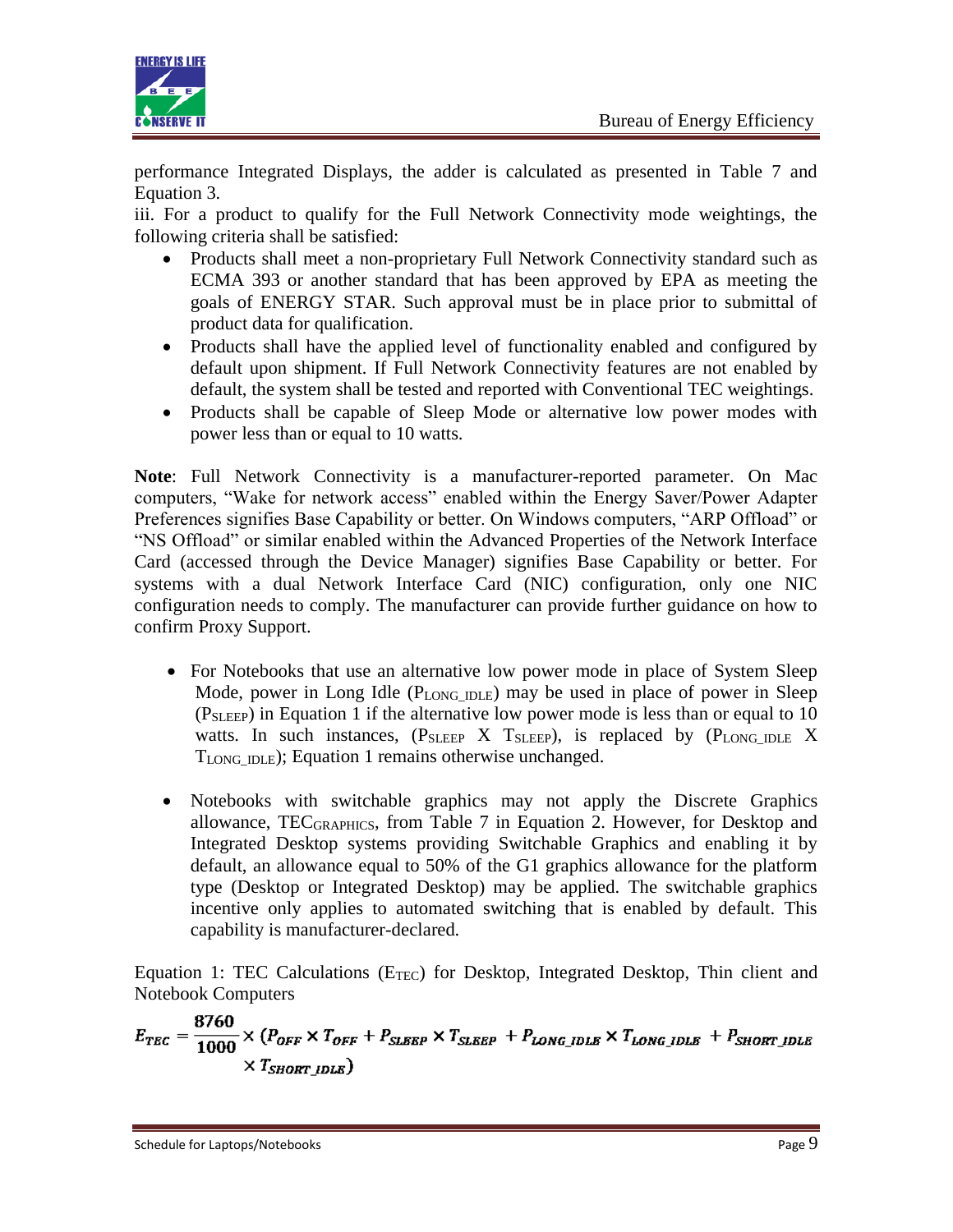performance Integrated Displays, the adder is calculated as presented in Table 7 and Equation 3.

iii. For a product to qualify for the Full Network Connectivity mode weightings, the following criteria shall be satisfied:

- Products shall meet a non-proprietary Full Network Connectivity standard such as ECMA 393 or another standard that has been approved by EPA as meeting the goals of ENERGY STAR. Such approval must be in place prior to submittal of product data for qualification.
- Products shall have the applied level of functionality enabled and configured by default upon shipment. If Full Network Connectivity features are not enabled by default, the system shall be tested and reported with Conventional TEC weightings.
- Products shall be capable of Sleep Mode or alternative low power modes with power less than or equal to 10 watts.

**Note**: Full Network Connectivity is a manufacturer-reported parameter. On Mac computers, "Wake for network access" enabled within the Energy Saver/Power Adapter Preferences signifies Base Capability or better. On Windows computers, "ARP Offload" or "NS Offload" or similar enabled within the Advanced Properties of the Network Interface Card (accessed through the Device Manager) signifies Base Capability or better. For systems with a dual Network Interface Card (NIC) configuration, only one NIC configuration needs to comply. The manufacturer can provide further guidance on how to confirm Proxy Support.

- For Notebooks that use an alternative low power mode in place of System Sleep Mode, power in Long Idle ($P_{LONG\_IDLE}$) may be used in place of power in Sleep ($P_{SLEEP}$) in Equation 1 if the alternative low power mode is less than or equal to 10 watts. In such instances, ($P_{SLEEP}$ X $T_{SLEEP}$), is replaced by ($P_{LONG\_IDLE}$ X $T_{LONG\_IDLE}$); Equation 1 remains otherwise unchanged.

- Notebooks with switchable graphics may not apply the Discrete Graphics allowance, $TEC_{GRAPHICS}$, from Table 7 in Equation 2. However, for Desktop and Integrated Desktop systems providing Switchable Graphics and enabling it by default, an allowance equal to 50% of the G1 graphics allowance for the platform type (Desktop or Integrated Desktop) may be applied. The switchable graphics incentive only applies to automated switching that is enabled by default. This capability is manufacturer-declared.

Equation 1: TEC Calculations ($E_{TEC}$) for Desktop, Integrated Desktop, Thin client and Notebook Computers

$$E_{TEC} = \frac{8760}{1000} \times (P_{OFF} \times T_{OFF} + P_{SLEEP} \times T_{SLEEP} + P_{LONG\_IDLE} \times T_{LONG\_IDLE} + P_{SHORT\_IDLE} \times T_{SHORT\_IDLE})$$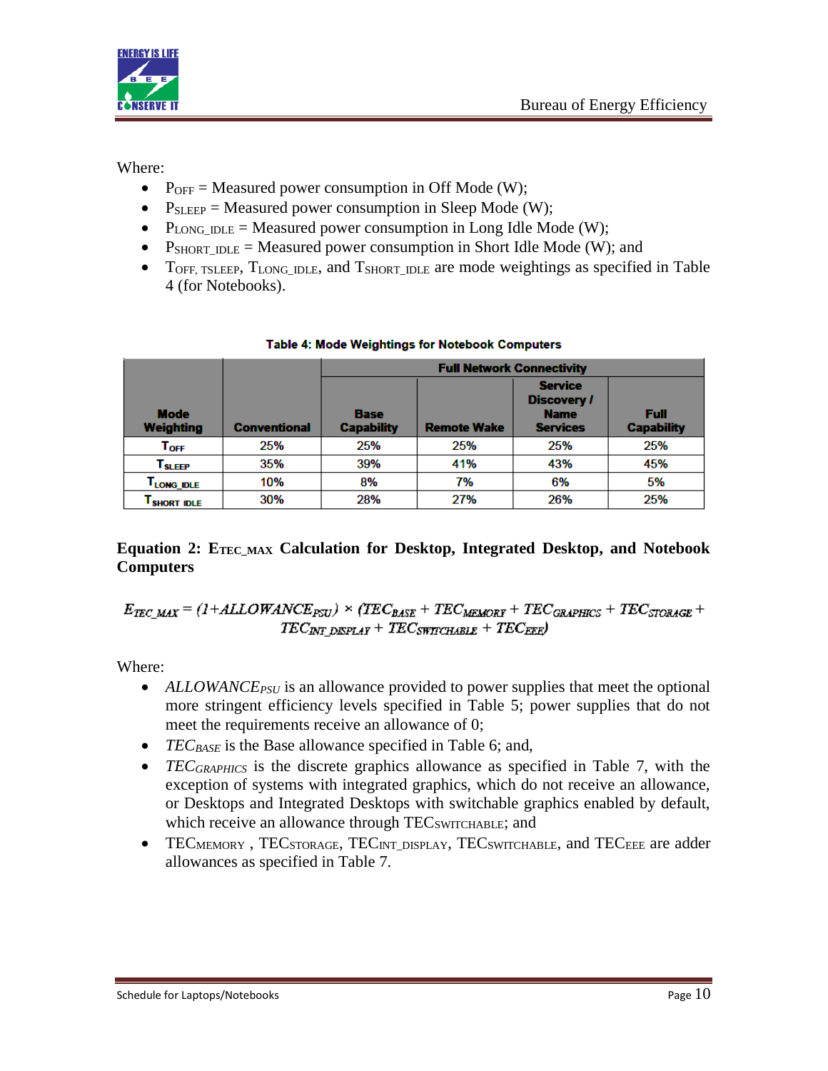Where:

- $P_{OFF}$ = Measured power consumption in Off Mode (W);
- $P_{SLEEP}$ = Measured power consumption in Sleep Mode (W);
- $P_{LONG\_IDLE}$ = Measured power consumption in Long Idle Mode (W);
- $P_{SHORT\_IDLE}$ = Measured power consumption in Short Idle Mode (W); and
- $T_{OFF}$, $T_{SLEEP}$, $T_{LONG\_IDLE}$, and $T_{SHORT\_IDLE}$ are mode weightings as specified in Table 4 (for Notebooks).

**Table 4: Mode Weightings for Notebook Computers**

| Mode Weighting | Conventional | Full Network Connectivity | | | |
|---|---|---|---|---|---|
| | | Base Capability | Remote Wake | Service Discovery / Name Services | Full Capability |
| $T_{OFF}$ | 25% | 25% | 25% | 25% | 25% |
| $T_{SLEEP}$ | 35% | 39% | 41% | 43% | 45% |
| $T_{LONG\_IDLE}$ | 10% | 8% | 7% | 6% | 5% |
| $T_{SHORT\_IDLE}$ | 30% | 28% | 27% | 26% | 25% |

**Equation 2: $E_{TEC\_MAX}$ Calculation for Desktop, Integrated Desktop, and Notebook Computers**

$$E_{TEC\_MAX} = (1+ALLOWANCE_{PSU}) \times (TEC_{BASE} + TEC_{MEMORY} + TEC_{GRAPHICS} + TEC_{STORAGE} + TEC_{INT\_DISPLAY} + TEC_{SWITCHABLE} + TEC_{EEE})$$

Where:

- $ALLOWANCE_{PSU}$ is an allowance provided to power supplies that meet the optional more stringent efficiency levels specified in Table 5; power supplies that do not meet the requirements receive an allowance of 0;
- $TEC_{BASE}$ is the Base allowance specified in Table 6; and,
- $TEC_{GRAPHICS}$ is the discrete graphics allowance as specified in Table 7, with the exception of systems with integrated graphics, which do not receive an allowance, or Desktops and Integrated Desktops with switchable graphics enabled by default, which receive an allowance through $TEC_{SWITCHABLE}$; and
- $TEC_{MEMORY}$ , $TEC_{STORAGE}$, $TEC_{INT\_DISPLAY}$, $TEC_{SWITCHABLE}$, and $TEC_{EEE}$ are adder allowances as specified in Table 7.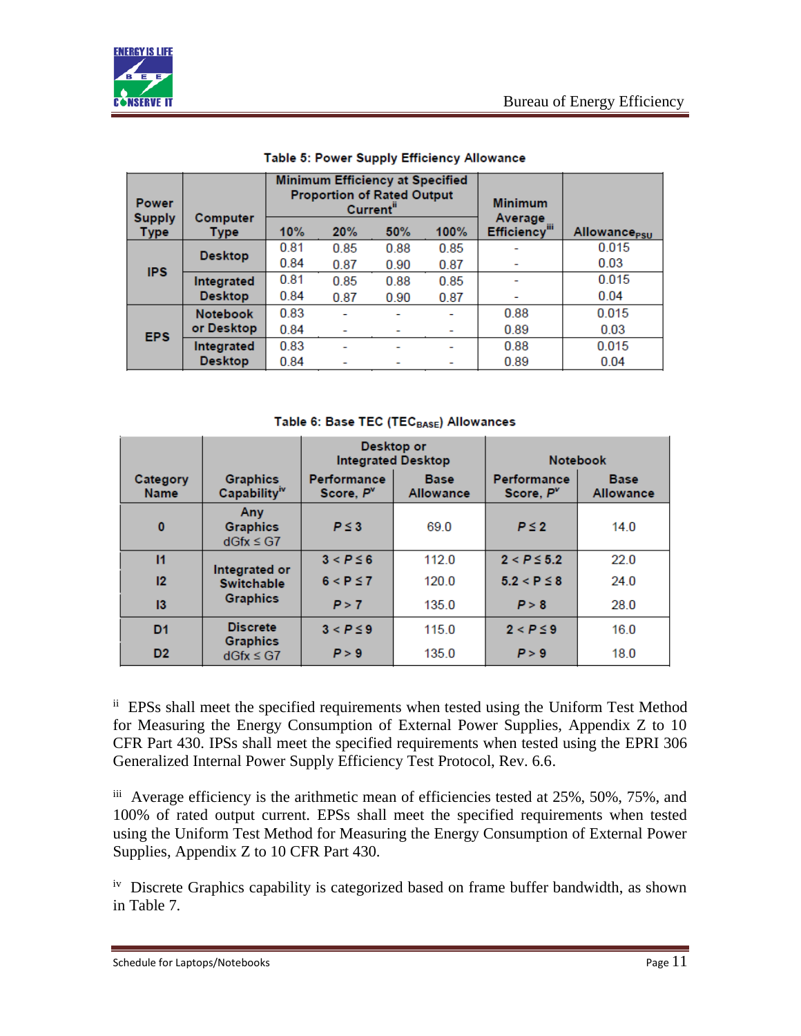Table 5: Power Supply Efficiency Allowance

| Power Supply Type | Computer Type | Minimum Efficiency at Specified Proportion of Rated Output Current[ii] | | | | Minimum Average Efficiency[iii] | $Allowance_{PSU}$ |
|---|---|---|---|---|---|---|---|
| | | 10% | 20% | 50% | 100% | | |
| IPS | Desktop | 0.81 | 0.85 | 0.88 | 0.85 | - | 0.015 |
| | | 0.84 | 0.87 | 0.90 | 0.87 | - | 0.03 |
| | Integrated Desktop | 0.81 | 0.85 | 0.88 | 0.85 | - | 0.015 |
| | | 0.84 | 0.87 | 0.90 | 0.87 | - | 0.04 |
| EPS | Notebook or Desktop | 0.83 | - | - | - | 0.88 | 0.015 |
| | | 0.84 | - | - | - | 0.89 | 0.03 |
| | Integrated Desktop | 0.83 | - | - | - | 0.88 | 0.015 |
| | | 0.84 | - | - | - | 0.89 | 0.04 |

Table 6: Base TEC ($TEC_{BASE}$) Allowances

| Category Name | Graphics Capability[iv] | Desktop or Integrated Desktop | | Notebook | |
|---|---|---|---|---|---|
| | | Performance Score, $P^v$ | Base Allowance | Performance Score, $P^v$ | Base Allowance |
| 0 | Any Graphics dGfx ≤ G7 | $P \leq 3$ | 69.0 | $P \leq 2$ | 14.0 |
| I1 | Integrated or Switchable Graphics | $3 < P \leq 6$ | 112.0 | $2 < P \leq 5.2$ | 22.0 |
| I2 | | $6 < P \leq 7$ | 120.0 | $5.2 < P \leq 8$ | 24.0 |
| I3 | | $P > 7$ | 135.0 | $P > 8$ | 28.0 |
| D1 | Discrete Graphics dGfx ≤ G7 | $3 < P \leq 9$ | 115.0 | $2 < P \leq 9$ | 16.0 |
| D2 | | $P > 9$ | 135.0 | $P > 9$ | 18.0 |

[ii] EPSs shall meet the specified requirements when tested using the Uniform Test Method for Measuring the Energy Consumption of External Power Supplies, Appendix Z to 10 CFR Part 430. IPSs shall meet the specified requirements when tested using the EPRI 306 Generalized Internal Power Supply Efficiency Test Protocol, Rev. 6.6.

[iii] Average efficiency is the arithmetic mean of efficiencies tested at 25%, 50%, 75%, and 100% of rated output current. EPSs shall meet the specified requirements when tested using the Uniform Test Method for Measuring the Energy Consumption of External Power Supplies, Appendix Z to 10 CFR Part 430.

[iv] Discrete Graphics capability is categorized based on frame buffer bandwidth, as shown in Table 7.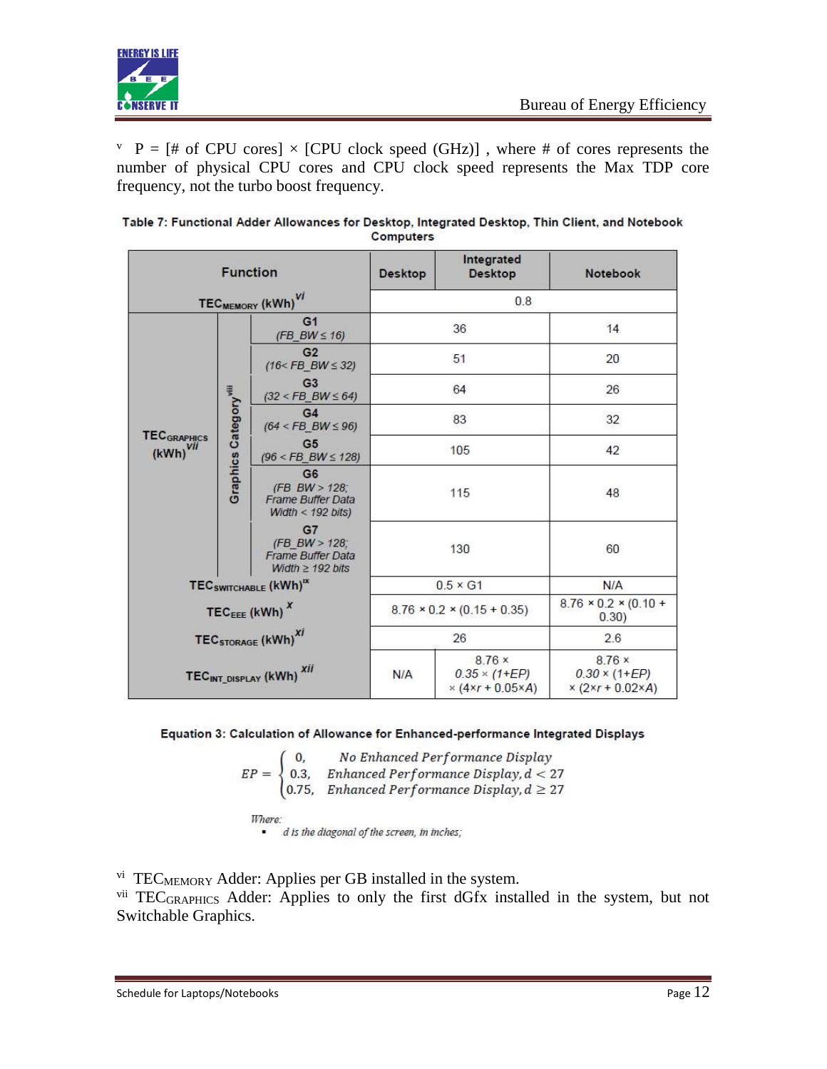[v] P = [# of CPU cores] × [CPU clock speed (GHz)] , where # of cores represents the number of physical CPU cores and CPU clock speed represents the Max TDP core frequency, not the turbo boost frequency.

**Table 7: Functional Adder Allowances for Desktop, Integrated Desktop, Thin Client, and Notebook Computers**

| Function | | | Desktop | Integrated Desktop | Notebook |
|---|---|---|---|---|---|
| $TEC_{MEMORY}$ (kWh)[vi] | | | 0.8 | | |
| $TEC_{GRAPHICS}$ (kWh)[vii] | Graphics Category[viii] | G1 ($FB\_BW \le 16$) | 36 | | 14 |
| | | G2 ($16 < FB\_BW \le 32$) | 51 | | 20 |
| | | G3 ($32 < FB\_BW \le 64$) | 64 | | 26 |
| | | G4 ($64 < FB\_BW \le 96$) | 83 | | 32 |
| | | G5 ($96 < FB\_BW \le 128$) | 105 | | 42 |
| | | G6 ($FB\_BW > 128$; Frame Buffer Data Width < 192 bits) | 115 | | 48 |
| | | G7 ($FB\_BW > 128$; Frame Buffer Data Width ≥ 192 bits | 130 | | 60 |
| $TEC_{SWITCHABLE}$ (kWh)[ix] | | | 0.5 × G1 | | N/A |
| $TEC_{EEE}$ (kWh)[x] | | | 8.76 × 0.2 × (0.15 + 0.35) | | 8.76 × 0.2 × (0.10 + 0.30) |
| $TEC_{STORAGE}$ (kWh)[xi] | | | 26 | | 2.6 |
| $TEC_{INT\_DISPLAY}$ (kWh)[xii] | | | N/A | 8.76 × 0.35 × (1+EP) × (4×r + 0.05×A) | 8.76 × 0.30 × (1+EP) × (2×r + 0.02×A) |

**Equation 3: Calculation of Allowance for Enhanced-performance Integrated Displays**

$$EP = \begin{cases} 0, & No\ Enhanced\ Performance\ Display \\ 0.3, & Enhanced\ Performance\ Display, d < 27 \\ 0.75, & Enhanced\ Performance\ Display, d \ge 27 \end{cases}$$

*Where:*

- *d is the diagonal of the screen, in inches;*

[vi] $TEC_{MEMORY}$ Adder: Applies per GB installed in the system.

[vii] $TEC_{GRAPHICS}$ Adder: Applies to only the first dGfx installed in the system, but not Switchable Graphics.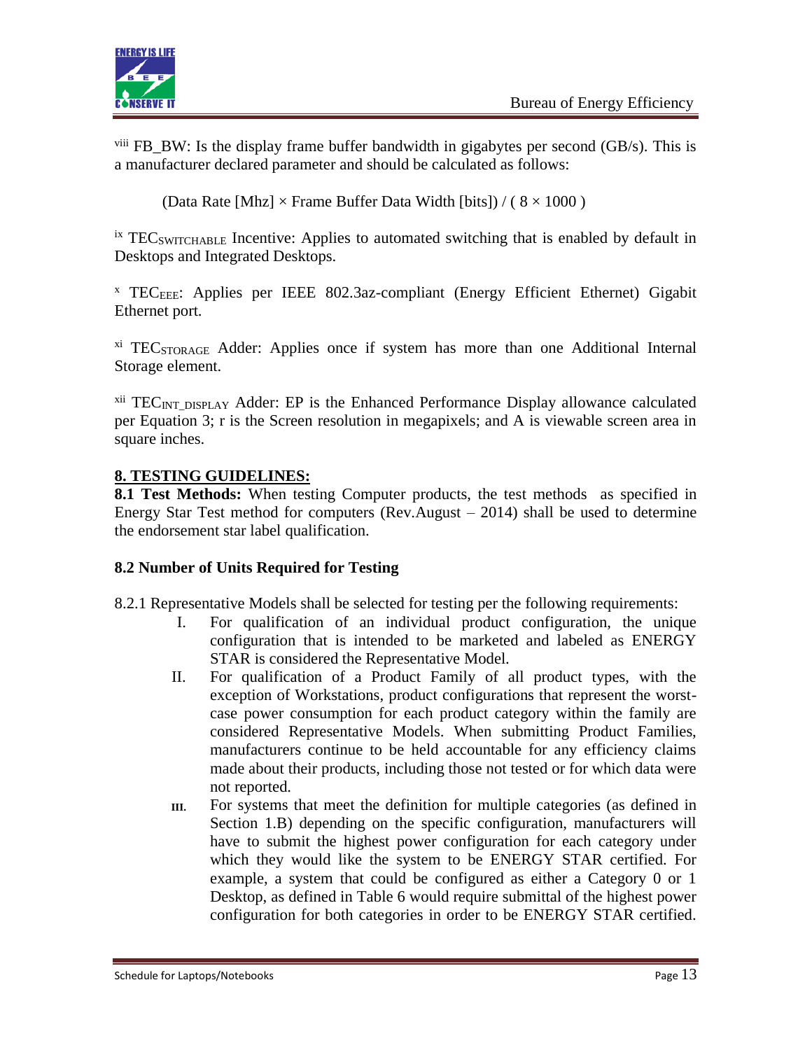[viii] FB_BW: Is the display frame buffer bandwidth in gigabytes per second (GB/s). This is a manufacturer declared parameter and should be calculated as follows:

$$(\text{Data Rate [Mhz]} \times \text{Frame Buffer Data Width [bits]}) / (8 \times 1000)$$

[ix] $TEC_{SWITCHABLE}$ Incentive: Applies to automated switching that is enabled by default in Desktops and Integrated Desktops.

[x] $TEC_{EEE}$: Applies per IEEE 802.3az-compliant (Energy Efficient Ethernet) Gigabit Ethernet port.

[xi] $TEC_{STORAGE}$ Adder: Applies once if system has more than one Additional Internal Storage element.

[xii] $TEC_{INT\_DISPLAY}$ Adder: EP is the Enhanced Performance Display allowance calculated per Equation 3; r is the Screen resolution in megapixels; and A is viewable screen area in square inches.

## 8. TESTING GUIDELINES:

**8.1 Test Methods:** When testing Computer products, the test methods as specified in Energy Star Test method for computers (Rev.August – 2014) shall be used to determine the endorsement star label qualification.

### 8.2 Number of Units Required for Testing

8.2.1 Representative Models shall be selected for testing per the following requirements:

I. For qualification of an individual product configuration, the unique configuration that is intended to be marketed and labeled as ENERGY STAR is considered the Representative Model.

II. For qualification of a Product Family of all product types, with the exception of Workstations, product configurations that represent the worst-case power consumption for each product category within the family are considered Representative Models. When submitting Product Families, manufacturers continue to be held accountable for any efficiency claims made about their products, including those not tested or for which data were not reported.

III. For systems that meet the definition for multiple categories (as defined in Section 1.B) depending on the specific configuration, manufacturers will have to submit the highest power configuration for each category under which they would like the system to be ENERGY STAR certified. For example, a system that could be configured as either a Category 0 or 1 Desktop, as defined in Table 6 would require submittal of the highest power configuration for both categories in order to be ENERGY STAR certified.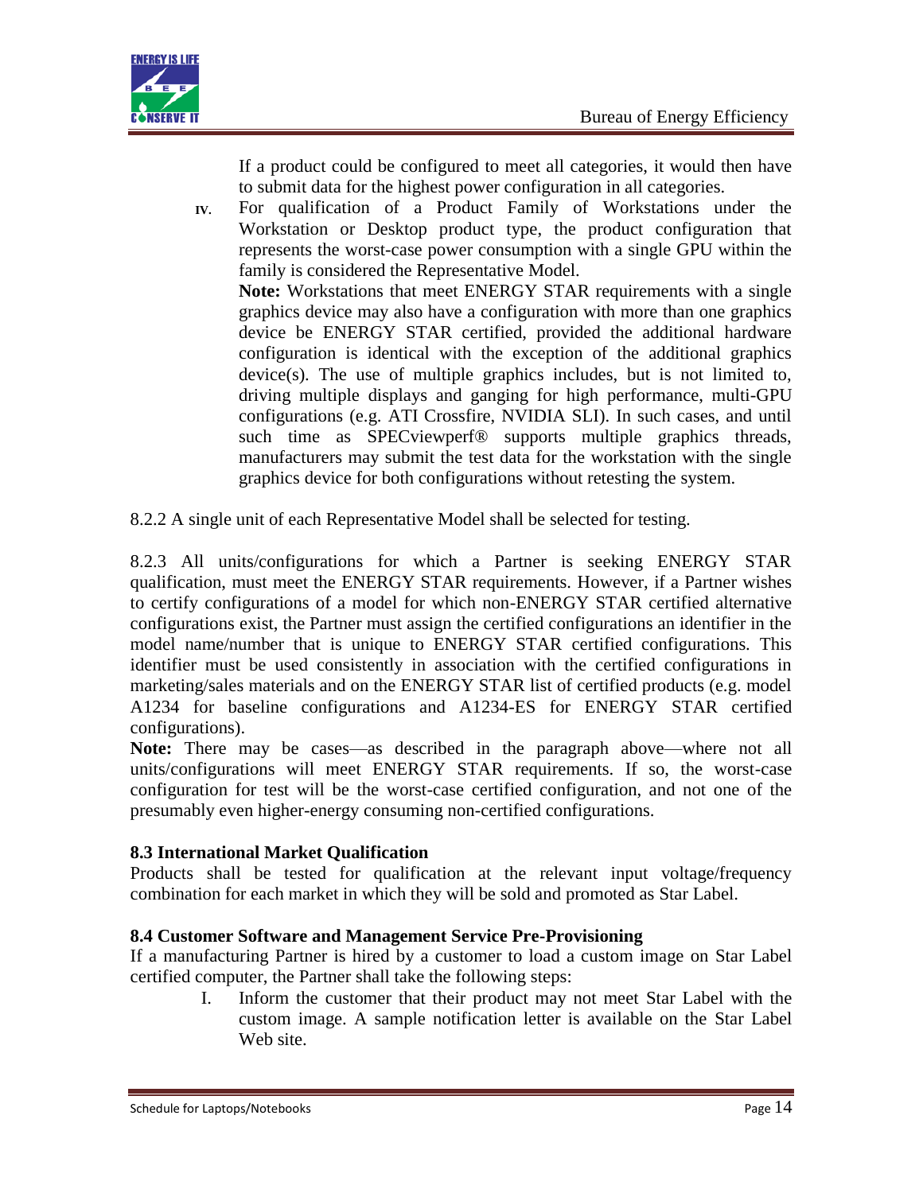If a product could be configured to meet all categories, it would then have to submit data for the highest power configuration in all categories.

IV. For qualification of a Product Family of Workstations under the Workstation or Desktop product type, the product configuration that represents the worst-case power consumption with a single GPU within the family is considered the Representative Model.

**Note:** Workstations that meet ENERGY STAR requirements with a single graphics device may also have a configuration with more than one graphics device be ENERGY STAR certified, provided the additional hardware configuration is identical with the exception of the additional graphics device(s). The use of multiple graphics includes, but is not limited to, driving multiple displays and ganging for high performance, multi-GPU configurations (e.g. ATI Crossfire, NVIDIA SLI). In such cases, and until such time as SPECviewperf® supports multiple graphics threads, manufacturers may submit the test data for the workstation with the single graphics device for both configurations without retesting the system.

8.2.2 A single unit of each Representative Model shall be selected for testing.

8.2.3 All units/configurations for which a Partner is seeking ENERGY STAR qualification, must meet the ENERGY STAR requirements. However, if a Partner wishes to certify configurations of a model for which non-ENERGY STAR certified alternative configurations exist, the Partner must assign the certified configurations an identifier in the model name/number that is unique to ENERGY STAR certified configurations. This identifier must be used consistently in association with the certified configurations in marketing/sales materials and on the ENERGY STAR list of certified products (e.g. model A1234 for baseline configurations and A1234-ES for ENERGY STAR certified configurations).

**Note:** There may be cases—as described in the paragraph above—where not all units/configurations will meet ENERGY STAR requirements. If so, the worst-case configuration for test will be the worst-case certified configuration, and not one of the presumably even higher-energy consuming non-certified configurations.

### 8.3 International Market Qualification

Products shall be tested for qualification at the relevant input voltage/frequency combination for each market in which they will be sold and promoted as Star Label.

### 8.4 Customer Software and Management Service Pre-Provisioning

If a manufacturing Partner is hired by a customer to load a custom image on Star Label certified computer, the Partner shall take the following steps:

I. Inform the customer that their product may not meet Star Label with the custom image. A sample notification letter is available on the Star Label Web site.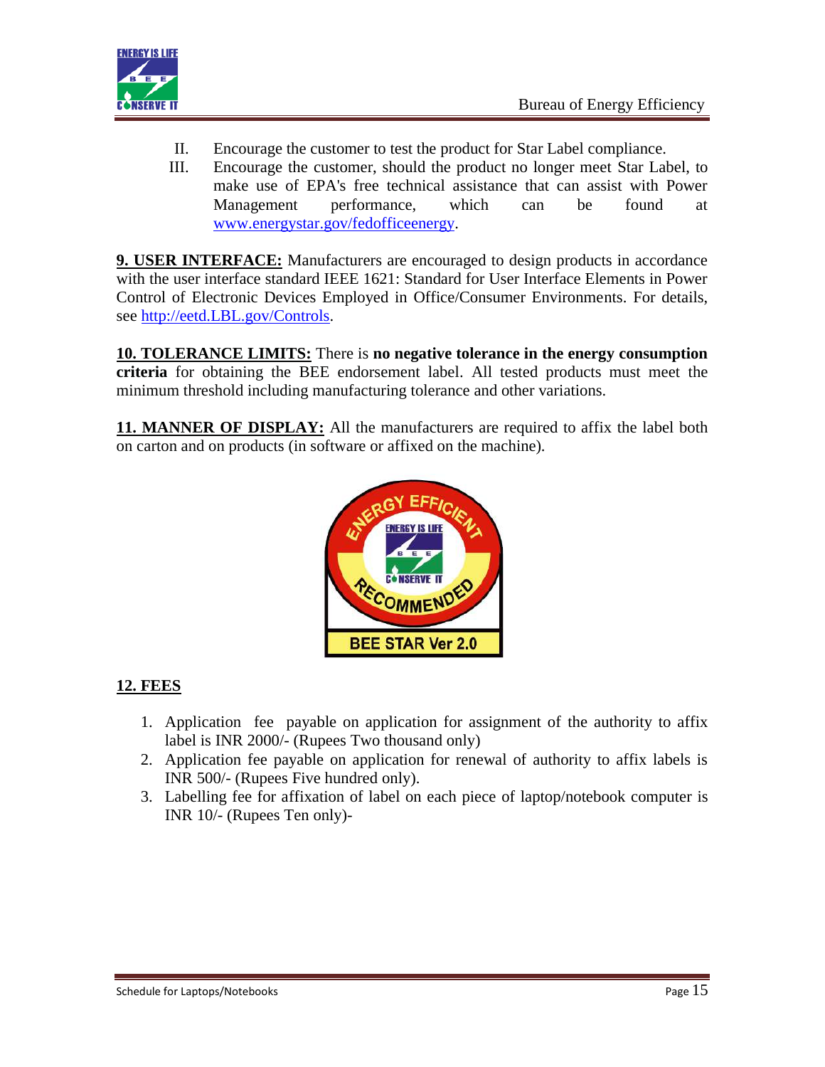II. Encourage the customer to test the product for Star Label compliance.

III. Encourage the customer, should the product no longer meet Star Label, to make use of EPA's free technical assistance that can assist with Power Management performance, which can be found at www.energystar.gov/fedofficeenergy.

**9. USER INTERFACE:** Manufacturers are encouraged to design products in accordance with the user interface standard IEEE 1621: Standard for User Interface Elements in Power Control of Electronic Devices Employed in Office/Consumer Environments. For details, see http://eetd.LBL.gov/Controls.

**10. TOLERANCE LIMITS:** There is **no negative tolerance in the energy consumption criteria** for obtaining the BEE endorsement label. All tested products must meet the minimum threshold including manufacturing tolerance and other variations.

**11. MANNER OF DISPLAY:** All the manufacturers are required to affix the label both on carton and on products (in software or affixed on the machine).

## 12. FEES

1. Application fee payable on application for assignment of the authority to affix label is INR 2000/- (Rupees Two thousand only)
2. Application fee payable on application for renewal of authority to affix labels is INR 500/- (Rupees Five hundred only).
3. Labelling fee for affixation of label on each piece of laptop/notebook computer is INR 10/- (Rupees Ten only)-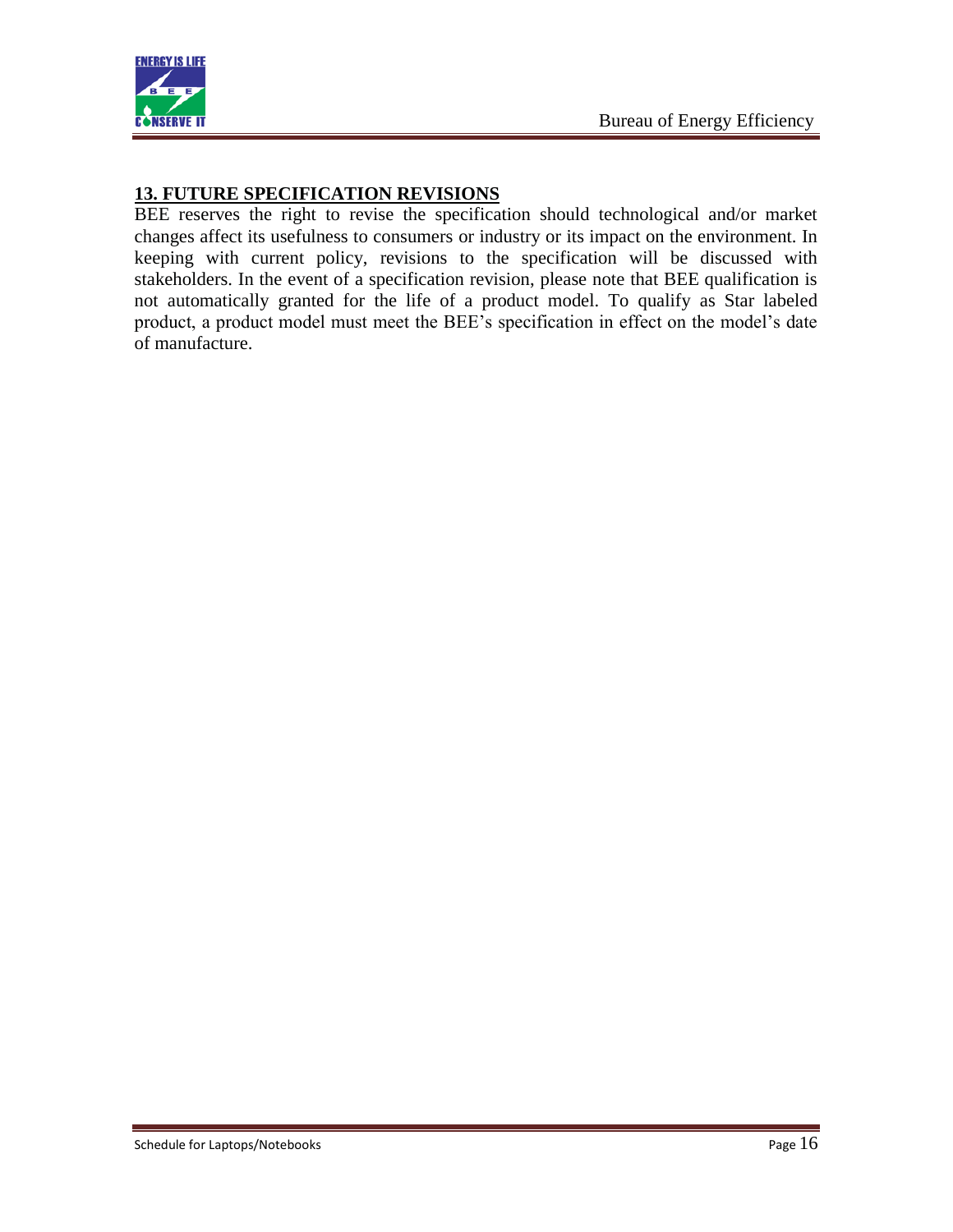## 13. FUTURE SPECIFICATION REVISIONS

BEE reserves the right to revise the specification should technological and/or market changes affect its usefulness to consumers or industry or its impact on the environment. In keeping with current policy, revisions to the specification will be discussed with stakeholders. In the event of a specification revision, please note that BEE qualification is not automatically granted for the life of a product model. To qualify as Star labeled product, a product model must meet the BEE's specification in effect on the model's date of manufacture.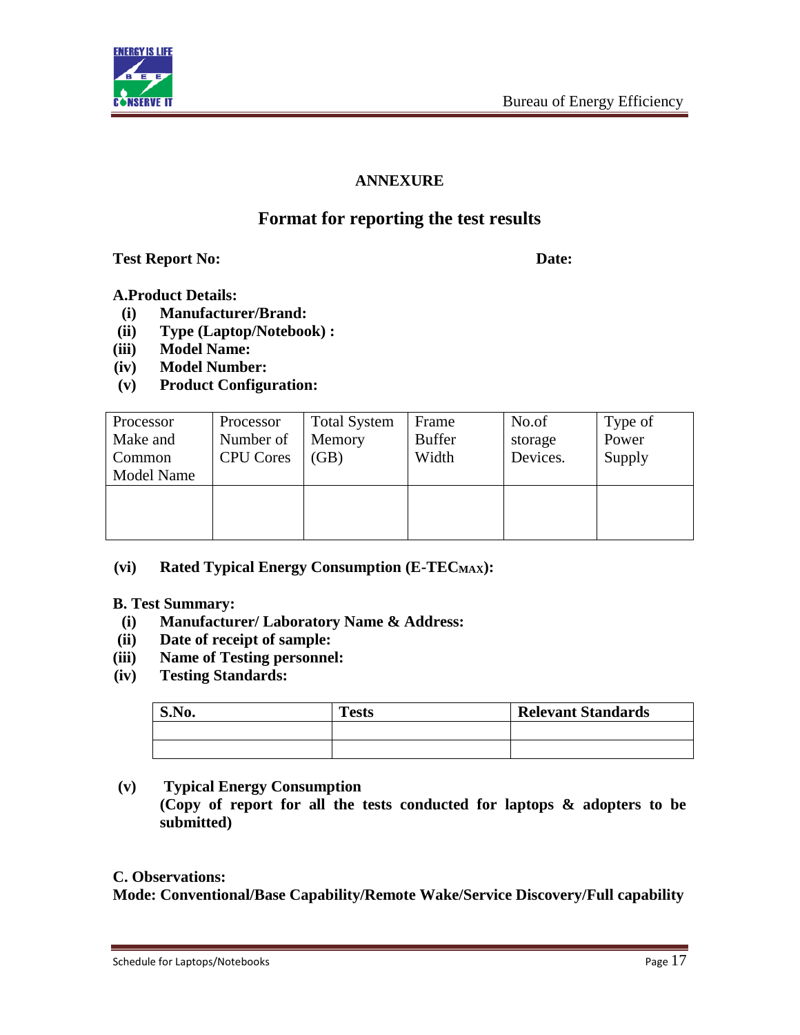## ANNEXURE

## Format for reporting the test results

**Test Report No:** **Date:**

**A.Product Details:**

- **(i) Manufacturer/Brand:**
- **(ii) Type (Laptop/Notebook) :**
- **(iii) Model Name:**
- **(iv) Model Number:**
- **(v) Product Configuration:**

| Processor Make and Common Model Name | Processor Number of CPU Cores | Total System Memory (GB) | Frame Buffer Width | No.of storage Devices. | Type of Power Supply |
|---|---|---|---|---|---|
| | | | | | |

- **(vi) Rated Typical Energy Consumption (E-TEC$_{MAX}$):**

**B. Test Summary:**

- **(i) Manufacturer/ Laboratory Name & Address:**
- **(ii) Date of receipt of sample:**
- **(iii) Name of Testing personnel:**
- **(iv) Testing Standards:**

| S.No. | Tests | Relevant Standards |
|---|---|---|
| | | |
| | | |

- **(v) Typical Energy Consumption**
  **(Copy of report for all the tests conducted for laptops & adopters to be submitted)**

**C. Observations:**

**Mode: Conventional/Base Capability/Remote Wake/Service Discovery/Full capability**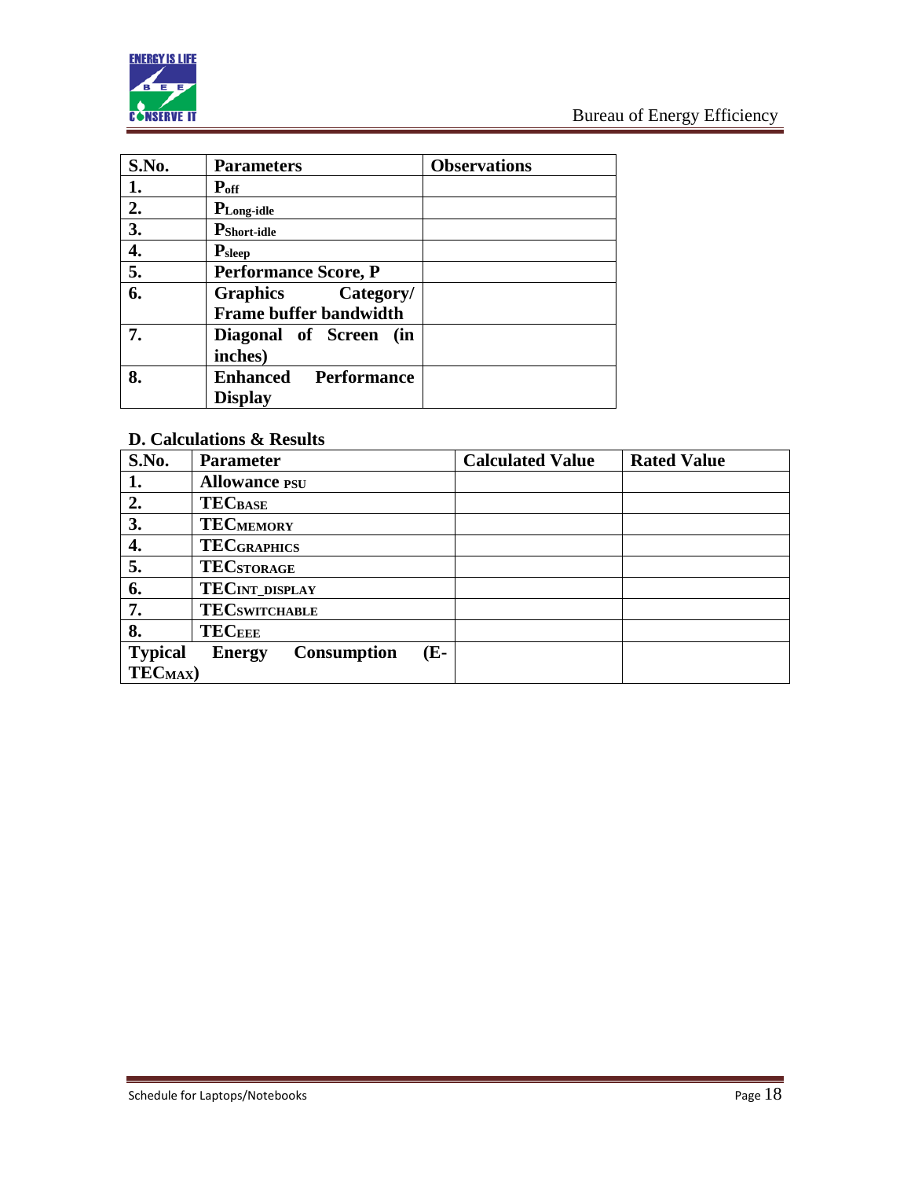| S.No. | Parameters | Observations |
|---|---|---|
| 1. | $P_{off}$ | |
| 2. | $P_{Long\text{-}idle}$ | |
| 3. | $P_{Short\text{-}idle}$ | |
| 4. | $P_{sleep}$ | |
| 5. | Performance Score, P | |
| 6. | Graphics Category/ Frame buffer bandwidth | |
| 7. | Diagonal of Screen (in inches) | |
| 8. | Enhanced Performance Display | |

**D. Calculations & Results**

| S.No. | Parameter | Calculated Value | Rated Value |
|---|---|---|---|
| 1. | $Allowance_{PSU}$ | | |
| 2. | $TEC_{BASE}$ | | |
| 3. | $TEC_{MEMORY}$ | | |
| 4. | $TEC_{GRAPHICS}$ | | |
| 5. | $TEC_{STORAGE}$ | | |
| 6. | $TEC_{INT\_DISPLAY}$ | | |
| 7. | $TEC_{SWITCHABLE}$ | | |
| 8. | $TEC_{EEE}$ | | |
| Typical Energy Consumption ($E\text{-}TEC_{MAX}$) | | | |